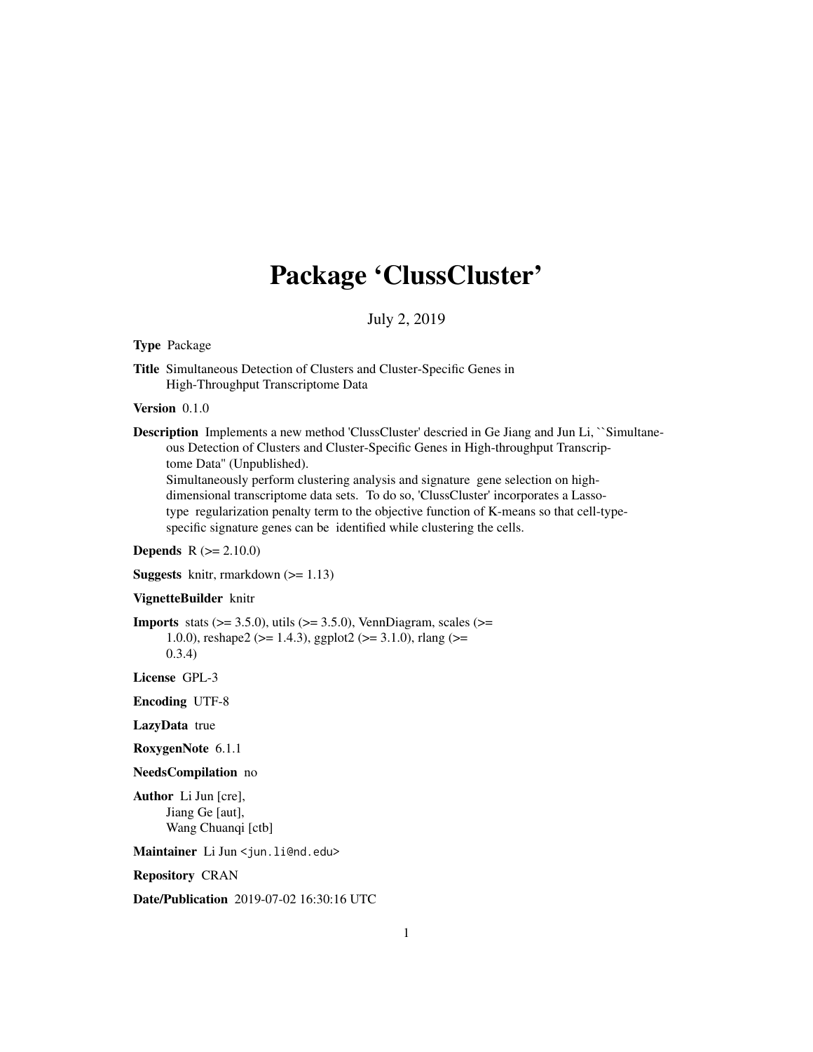# Package 'ClussCluster'

July 2, 2019

**Type** Package

**Title** Simultaneous Detection of Clusters and Cluster-Specific Genes in High-Throughput Transcriptome Data

**Version** 0.1.0

**Description** Implements a new method 'ClussCluster' descried in Ge Jiang and Jun Li, ``Simultaneous Detection of Clusters and Cluster-Specific Genes in High-throughput Transcriptome Data'' (Unpublished).
Simultaneously perform clustering analysis and signature gene selection on high-dimensional transcriptome data sets. To do so, 'ClussCluster' incorporates a Lasso-type regularization penalty term to the objective function of K-means so that cell-type-specific signature genes can be identified while clustering the cells.

**Depends** R (>= 2.10.0)

**Suggests** knitr, rmarkdown (>= 1.13)

**VignetteBuilder** knitr

**Imports** stats (>= 3.5.0), utils (>= 3.5.0), VennDiagram, scales (>= 1.0.0), reshape2 (>= 1.4.3), ggplot2 (>= 3.1.0), rlang (>= 0.3.4)

**License** GPL-3

**Encoding** UTF-8

**LazyData** true

**RoxygenNote** 6.1.1

**NeedsCompilation** no

**Author** Li Jun [cre],
Jiang Ge [aut],
Wang Chuanqi [ctb]

**Maintainer** Li Jun <jun.li@nd.edu>

**Repository** CRAN

**Date/Publication** 2019-07-02 16:30:16 UTC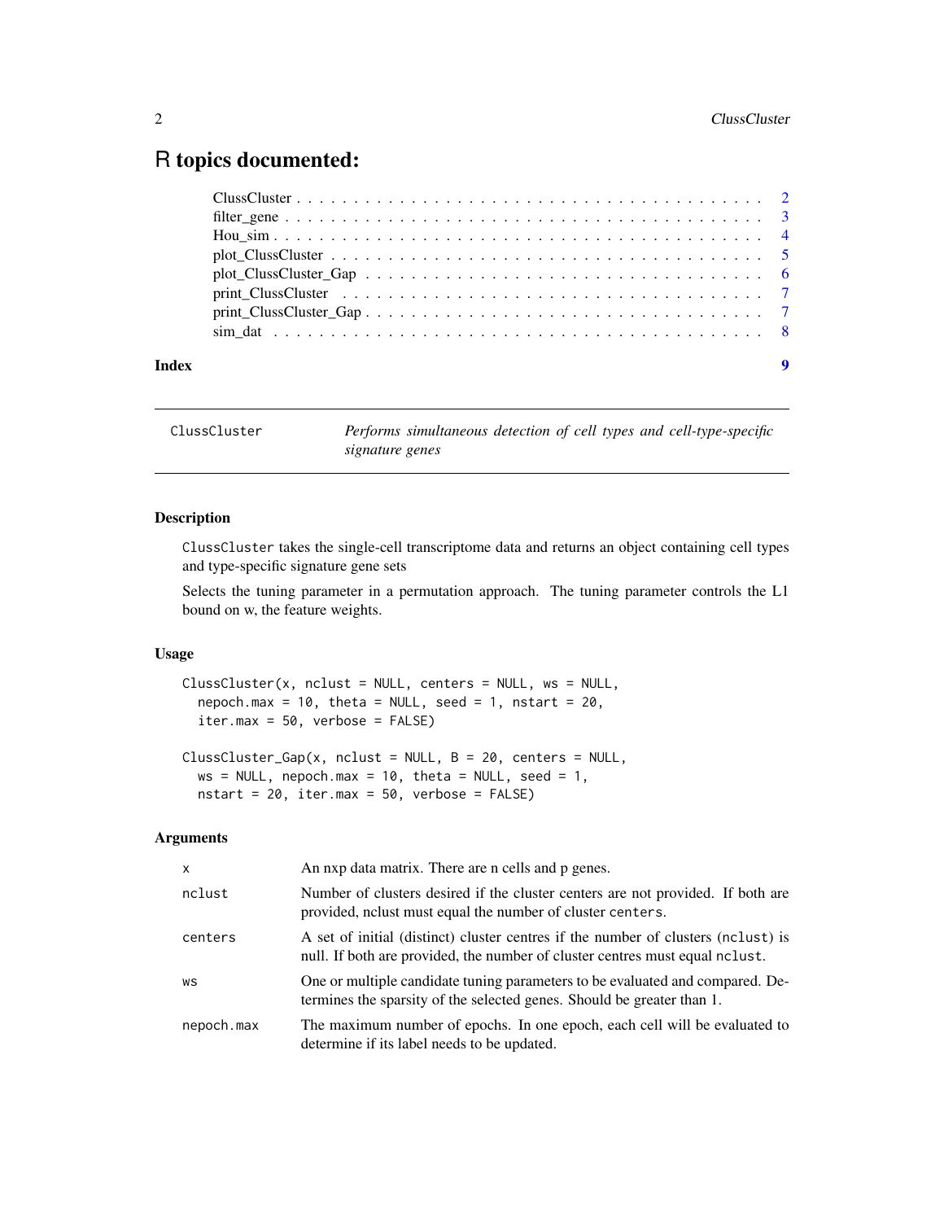# R topics documented:

- ClussCluster . . . 2
- filter_gene . . . 3
- Hou_sim . . . 4
- plot_ClussCluster . . . 5
- plot_ClussCluster_Gap . . . 6
- print_ClussCluster . . . 7
- print_ClussCluster_Gap . . . 7
- sim_dat . . . 8

**Index** **9**

---

`ClussCluster` *Performs simultaneous detection of cell types and cell-type-specific signature genes*

---

### Description

`ClussCluster` takes the single-cell transcriptome data and returns an object containing cell types and type-specific signature gene sets

Selects the tuning parameter in a permutation approach. The tuning parameter controls the L1 bound on w, the feature weights.

### Usage

```
ClussCluster(x, nclust = NULL, centers = NULL, ws = NULL,
  nepoch.max = 10, theta = NULL, seed = 1, nstart = 20,
  iter.max = 50, verbose = FALSE)

ClussCluster_Gap(x, nclust = NULL, B = 20, centers = NULL,
  ws = NULL, nepoch.max = 10, theta = NULL, seed = 1,
  nstart = 20, iter.max = 50, verbose = FALSE)
```

### Arguments

| | |
|---|---|
| `x` | An nxp data matrix. There are n cells and p genes. |
| `nclust` | Number of clusters desired if the cluster centers are not provided. If both are provided, nclust must equal the number of cluster `centers`. |
| `centers` | A set of initial (distinct) cluster centres if the number of clusters (`nclust`) is null. If both are provided, the number of cluster centres must equal `nclust`. |
| `ws` | One or multiple candidate tuning parameters to be evaluated and compared. Determines the sparsity of the selected genes. Should be greater than 1. |
| `nepoch.max` | The maximum number of epochs. In one epoch, each cell will be evaluated to determine if its label needs to be updated. |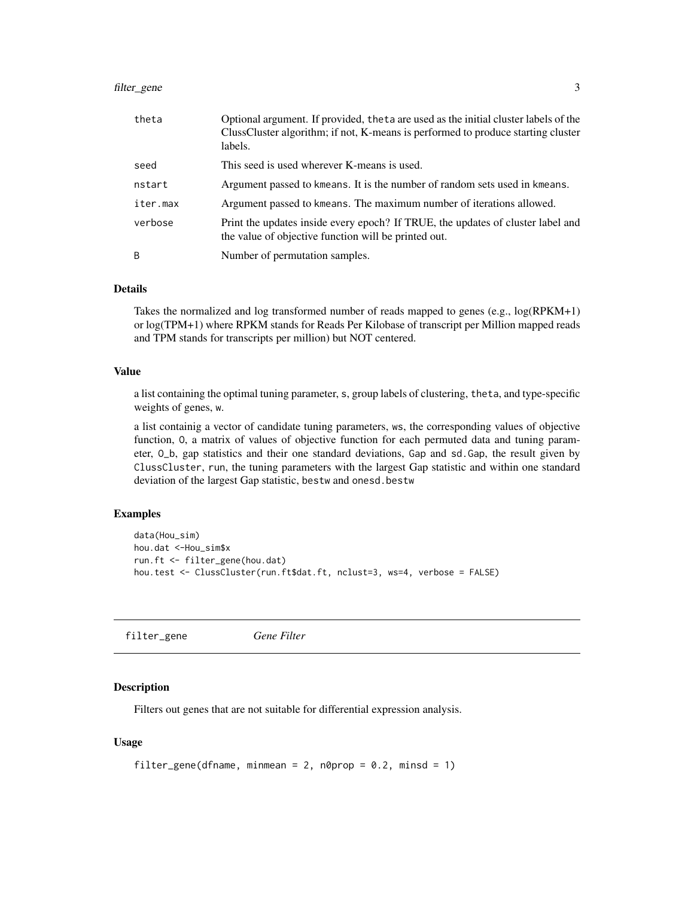| | |
|---|---|
| theta | Optional argument. If provided, theta are used as the initial cluster labels of the ClussCluster algorithm; if not, K-means is performed to produce starting cluster labels. |
| seed | This seed is used wherever K-means is used. |
| nstart | Argument passed to kmeans. It is the number of random sets used in kmeans. |
| iter.max | Argument passed to kmeans. The maximum number of iterations allowed. |
| verbose | Print the updates inside every epoch? If TRUE, the updates of cluster label and the value of objective function will be printed out. |
| B | Number of permutation samples. |

### Details

Takes the normalized and log transformed number of reads mapped to genes (e.g., log(RPKM+1) or log(TPM+1) where RPKM stands for Reads Per Kilobase of transcript per Million mapped reads and TPM stands for transcripts per million) but NOT centered.

### Value

a list containing the optimal tuning parameter, s, group labels of clustering, theta, and type-specific weights of genes, w.

a list containig a vector of candidate tuning parameters, ws, the corresponding values of objective function, O, a matrix of values of objective function for each permuted data and tuning parameter, O_b, gap statistics and their one standard deviations, Gap and sd.Gap, the result given by ClussCluster, run, the tuning parameters with the largest Gap statistic and within one standard deviation of the largest Gap statistic, bestw and onesd.bestw

### Examples

```
data(Hou_sim)
hou.dat <-Hou_sim$x
run.ft <- filter_gene(hou.dat)
hou.test <- ClussCluster(run.ft$dat.ft, nclust=3, ws=4, verbose = FALSE)
```

---

## filter_gene *Gene Filter*

---

### Description

Filters out genes that are not suitable for differential expression analysis.

### Usage

```
filter_gene(dfname, minmean = 2, n0prop = 0.2, minsd = 1)
```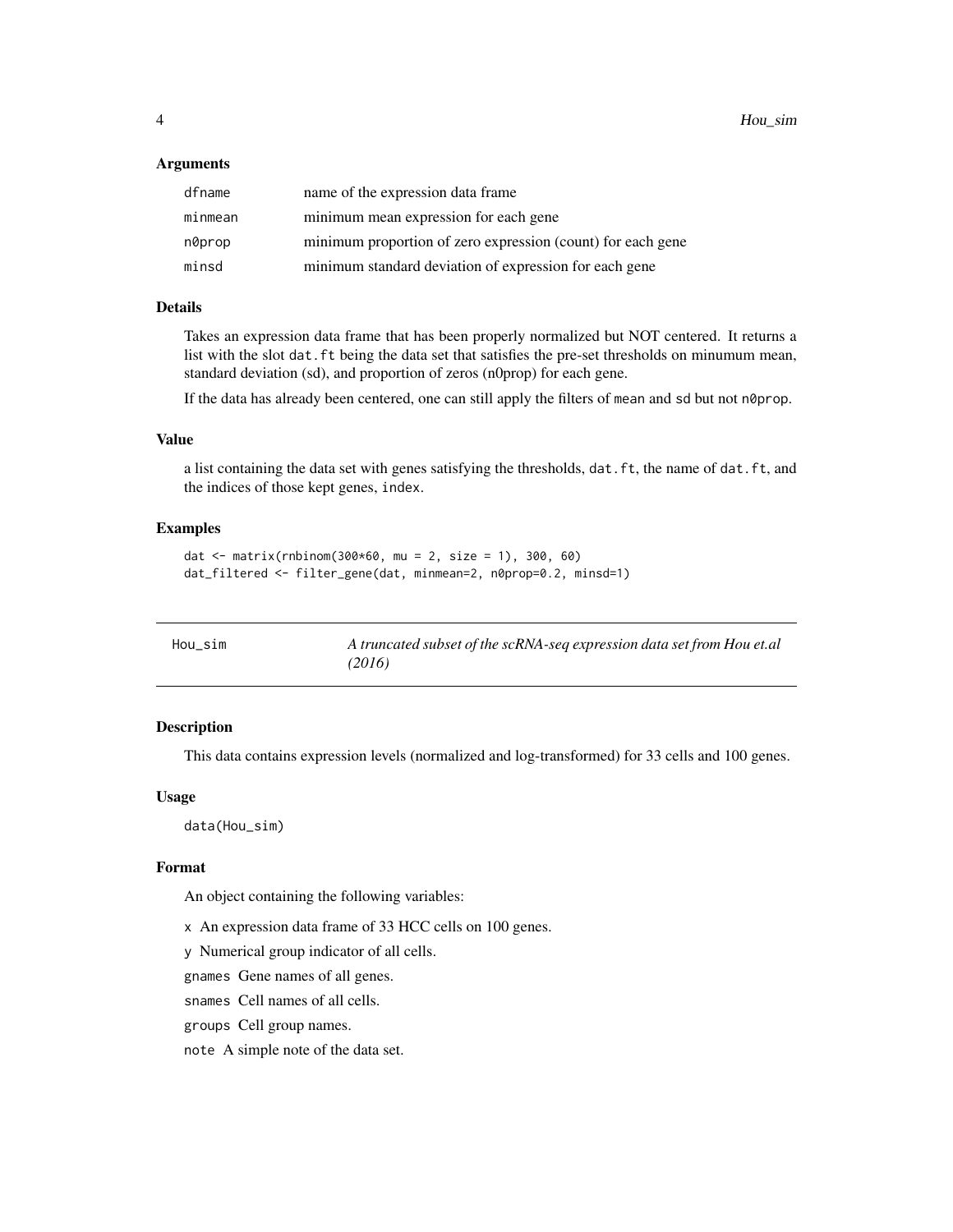### Arguments

| | |
|---|---|
| dfname | name of the expression data frame |
| minmean | minimum mean expression for each gene |
| n0prop | minimum proportion of zero expression (count) for each gene |
| minsd | minimum standard deviation of expression for each gene |

### Details

Takes an expression data frame that has been properly normalized but NOT centered. It returns a list with the slot `dat.ft` being the data set that satisfies the pre-set thresholds on minumum mean, standard deviation (sd), and proportion of zeros (n0prop) for each gene.

If the data has already been centered, one can still apply the filters of `mean` and `sd` but not `n0prop`.

### Value

a list containing the data set with genes satisfying the thresholds, `dat.ft`, the name of `dat.ft`, and the indices of those kept genes, `index`.

### Examples

```
dat <- matrix(rnbinom(300*60, mu = 2, size = 1), 300, 60)
dat_filtered <- filter_gene(dat, minmean=2, n0prop=0.2, minsd=1)
```

---

## Hou_sim — *A truncated subset of the scRNA-seq expression data set from Hou et.al (2016)*

---

### Description

This data contains expression levels (normalized and log-transformed) for 33 cells and 100 genes.

### Usage

```
data(Hou_sim)
```

### Format

An object containing the following variables:

- `x` An expression data frame of 33 HCC cells on 100 genes.
- `y` Numerical group indicator of all cells.
- `gnames` Gene names of all genes.
- `snames` Cell names of all cells.
- `groups` Cell group names.
- `note` A simple note of the data set.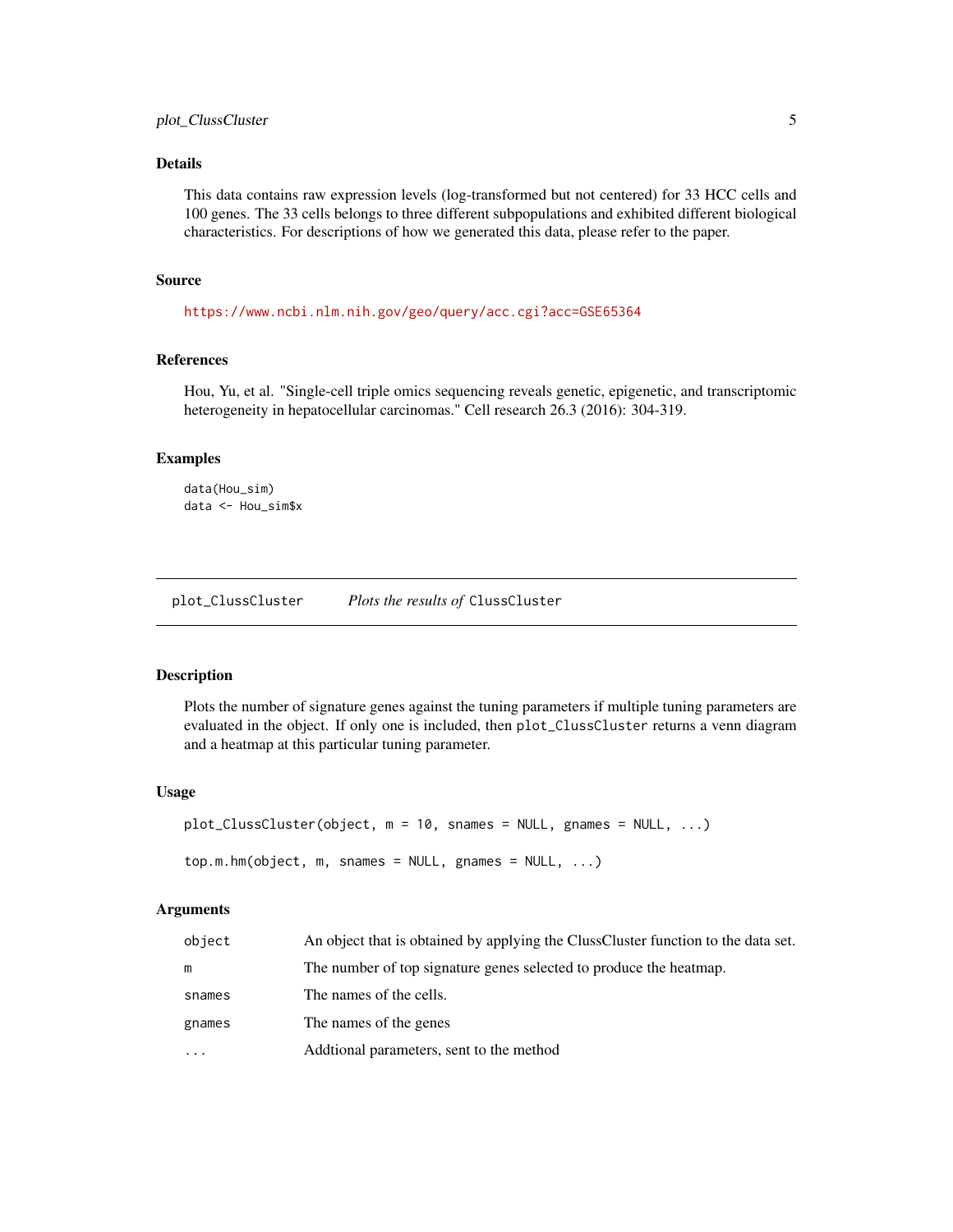## Details

This data contains raw expression levels (log-transformed but not centered) for 33 HCC cells and 100 genes. The 33 cells belongs to three different subpopulations and exhibited different biological characteristics. For descriptions of how we generated this data, please refer to the paper.

## Source

https://www.ncbi.nlm.nih.gov/geo/query/acc.cgi?acc=GSE65364

## References

Hou, Yu, et al. "Single-cell triple omics sequencing reveals genetic, epigenetic, and transcriptomic heterogeneity in hepatocellular carcinomas." Cell research 26.3 (2016): 304-319.

## Examples

```
data(Hou_sim)
data <- Hou_sim$x
```

---

# plot_ClussCluster — *Plots the results of* ClussCluster

## Description

Plots the number of signature genes against the tuning parameters if multiple tuning parameters are evaluated in the object. If only one is included, then `plot_ClussCluster` returns a venn diagram and a heatmap at this particular tuning parameter.

## Usage

```
plot_ClussCluster(object, m = 10, snames = NULL, gnames = NULL, ...)

top.m.hm(object, m, snames = NULL, gnames = NULL, ...)
```

## Arguments

| | |
|---|---|
| `object` | An object that is obtained by applying the ClussCluster function to the data set. |
| `m` | The number of top signature genes selected to produce the heatmap. |
| `snames` | The names of the cells. |
| `gnames` | The names of the genes |
| `...` | Addtional parameters, sent to the method |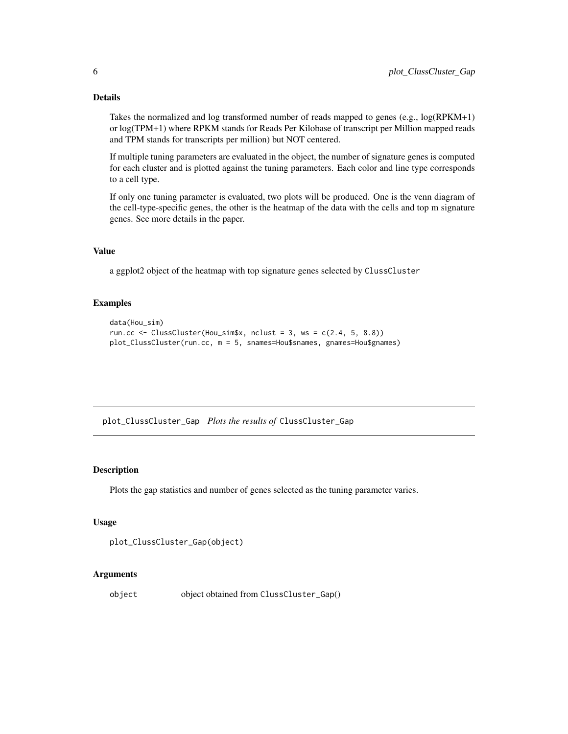## Details

Takes the normalized and log transformed number of reads mapped to genes (e.g., log(RPKM+1) or log(TPM+1) where RPKM stands for Reads Per Kilobase of transcript per Million mapped reads and TPM stands for transcripts per million) but NOT centered.

If multiple tuning parameters are evaluated in the object, the number of signature genes is computed for each cluster and is plotted against the tuning parameters. Each color and line type corresponds to a cell type.

If only one tuning parameter is evaluated, two plots will be produced. One is the venn diagram of the cell-type-specific genes, the other is the heatmap of the data with the cells and top m signature genes. See more details in the paper.

## Value

a ggplot2 object of the heatmap with top signature genes selected by `ClussCluster`

## Examples

```
data(Hou_sim)
run.cc <- ClussCluster(Hou_sim$x, nclust = 3, ws = c(2.4, 5, 8.8))
plot_ClussCluster(run.cc, m = 5, snames=Hou$snames, gnames=Hou$gnames)
```

---

# plot_ClussCluster_Gap *Plots the results of* ClussCluster_Gap

## Description

Plots the gap statistics and number of genes selected as the tuning parameter varies.

## Usage

```
plot_ClussCluster_Gap(object)
```

## Arguments

| | |
|---|---|
| object | object obtained from `ClussCluster_Gap()` |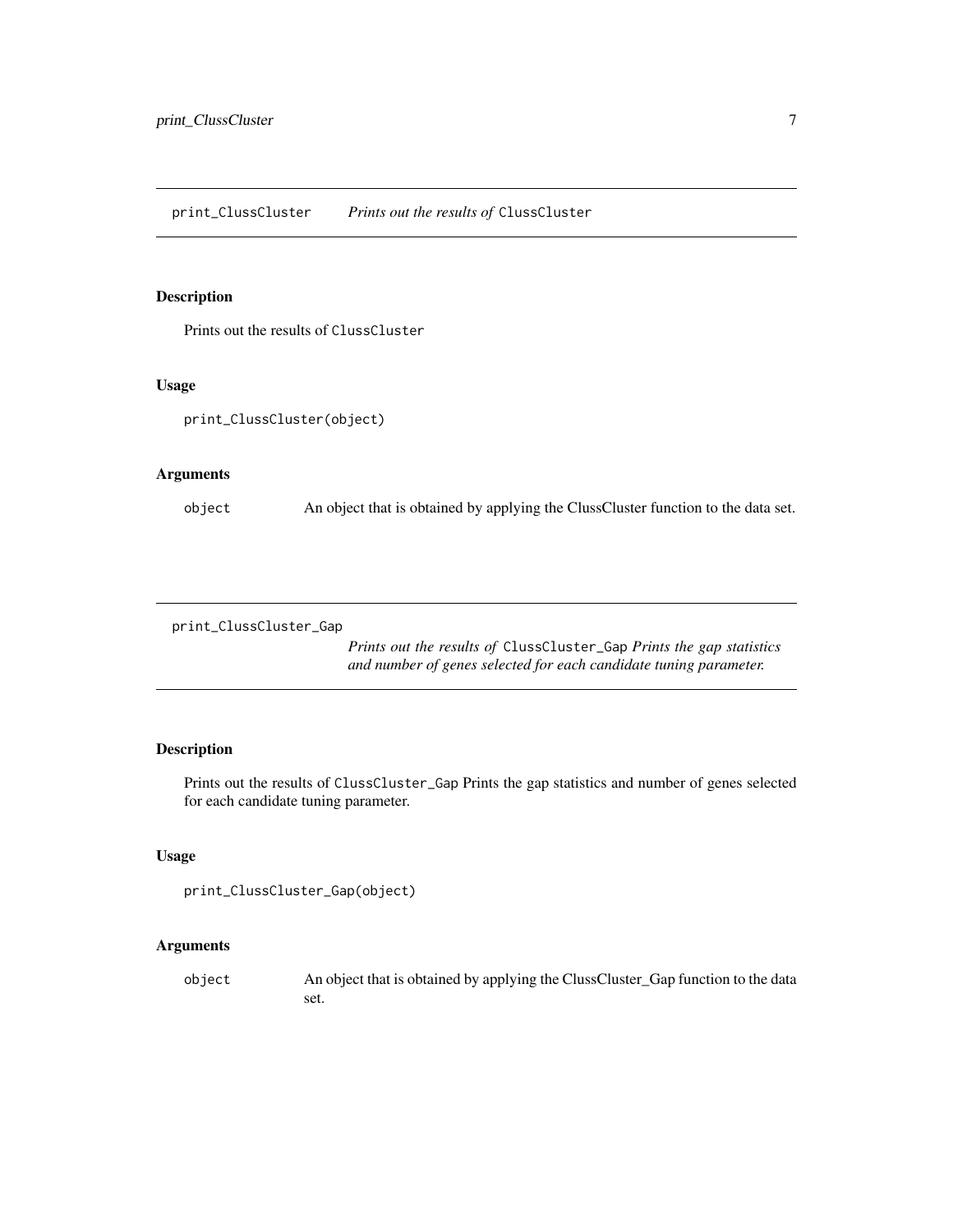## print_ClussCluster — *Prints out the results of* `ClussCluster`

### Description

Prints out the results of `ClussCluster`

### Usage

```
print_ClussCluster(object)
```

### Arguments

| | |
|---|---|
| `object` | An object that is obtained by applying the ClussCluster function to the data set. |

## print_ClussCluster_Gap — *Prints out the results of* `ClussCluster_Gap` *Prints the gap statistics and number of genes selected for each candidate tuning parameter.*

### Description

Prints out the results of `ClussCluster_Gap` Prints the gap statistics and number of genes selected for each candidate tuning parameter.

### Usage

```
print_ClussCluster_Gap(object)
```

### Arguments

| | |
|---|---|
| `object` | An object that is obtained by applying the ClussCluster_Gap function to the data set. |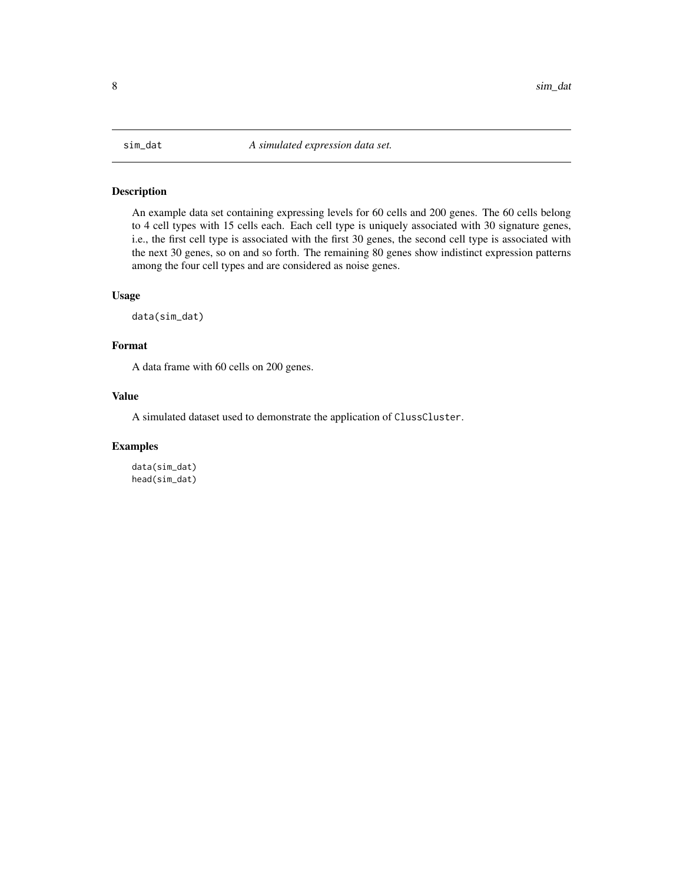## sim_dat — *A simulated expression data set.*

### Description

An example data set containing expressing levels for 60 cells and 200 genes. The 60 cells belong to 4 cell types with 15 cells each. Each cell type is uniquely associated with 30 signature genes, i.e., the first cell type is associated with the first 30 genes, the second cell type is associated with the next 30 genes, so on and so forth. The remaining 80 genes show indistinct expression patterns among the four cell types and are considered as noise genes.

### Usage

```
data(sim_dat)
```

### Format

A data frame with 60 cells on 200 genes.

### Value

A simulated dataset used to demonstrate the application of `ClussCluster`.

### Examples

```
data(sim_dat)
head(sim_dat)
```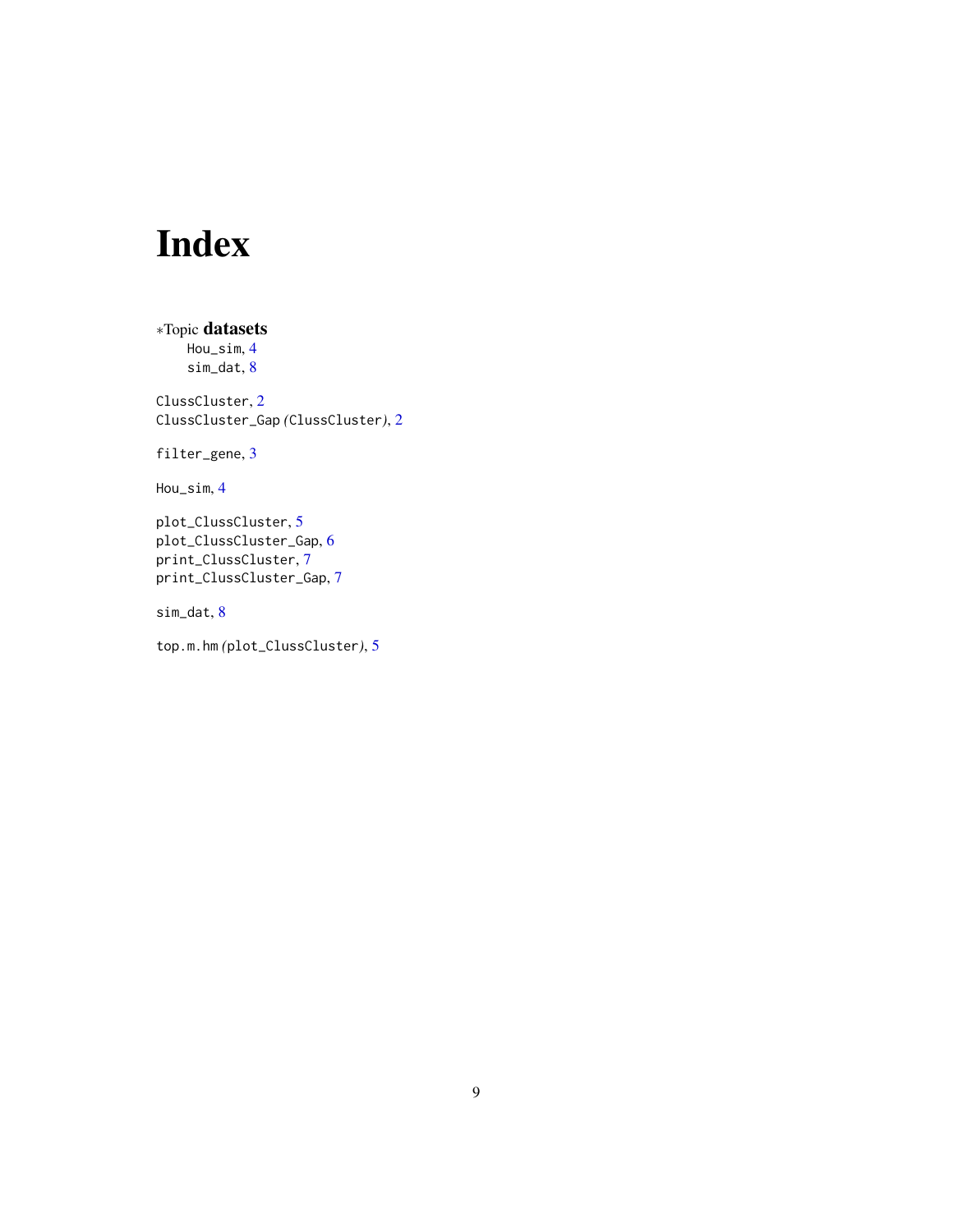# Index

∗Topic **datasets**
    Hou_sim, 4
    sim_dat, 8

ClussCluster, 2
ClussCluster_Gap *(*ClussCluster*)*, 2

filter_gene, 3

Hou_sim, 4

plot_ClussCluster, 5
plot_ClussCluster_Gap, 6
print_ClussCluster, 7
print_ClussCluster_Gap, 7

sim_dat, 8

top.m.hm *(*plot_ClussCluster*)*, 5